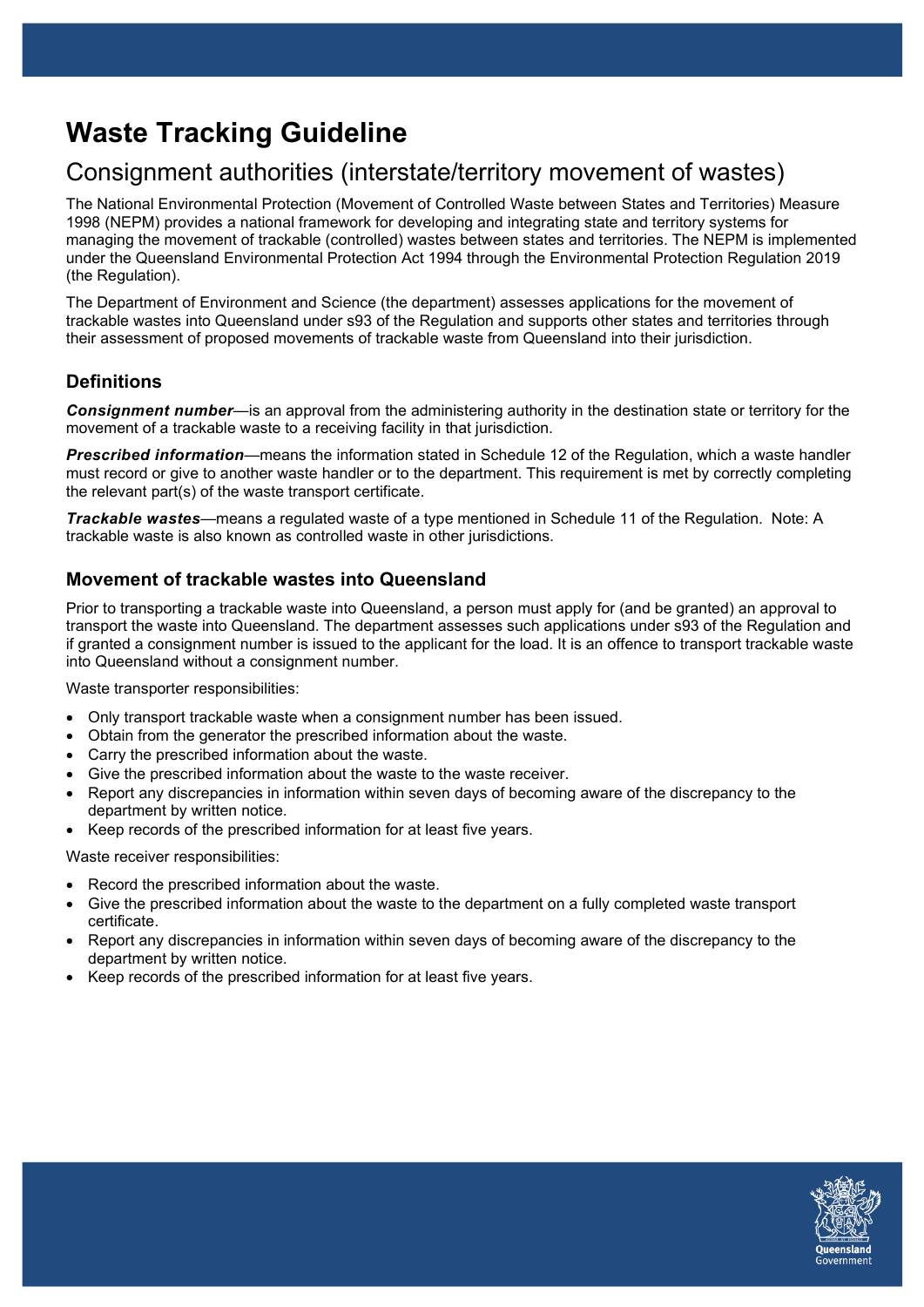# Waste Tracking Guideline

## Consignment authorities (interstate/territory movement of wastes)

The National Environmental Protection (Movement of Controlled Waste between States and Territories) Measure 1998 (NEPM) provides a national framework for developing and integrating state and territory systems for managing the movement of trackable (controlled) wastes between states and territories. The NEPM is implemented under the Queensland Environmental Protection Act 1994 through the Environmental Protection Regulation 2019 (the Regulation).

The Department of Environment and Science (the department) assesses applications for the movement of trackable wastes into Queensland under s93 of the Regulation and supports other states and territories through their assessment of proposed movements of trackable waste from Queensland into their jurisdiction.

### Definitions

***Consignment number***—is an approval from the administering authority in the destination state or territory for the movement of a trackable waste to a receiving facility in that jurisdiction.

***Prescribed information***—means the information stated in Schedule 12 of the Regulation, which a waste handler must record or give to another waste handler or to the department. This requirement is met by correctly completing the relevant part(s) of the waste transport certificate.

***Trackable wastes***—means a regulated waste of a type mentioned in Schedule 11 of the Regulation. Note: A trackable waste is also known as controlled waste in other jurisdictions.

### Movement of trackable wastes into Queensland

Prior to transporting a trackable waste into Queensland, a person must apply for (and be granted) an approval to transport the waste into Queensland. The department assesses such applications under s93 of the Regulation and if granted a consignment number is issued to the applicant for the load. It is an offence to transport trackable waste into Queensland without a consignment number.

Waste transporter responsibilities:

- Only transport trackable waste when a consignment number has been issued.
- Obtain from the generator the prescribed information about the waste.
- Carry the prescribed information about the waste.
- Give the prescribed information about the waste to the waste receiver.
- Report any discrepancies in information within seven days of becoming aware of the discrepancy to the department by written notice.
- Keep records of the prescribed information for at least five years.

Waste receiver responsibilities:

- Record the prescribed information about the waste.
- Give the prescribed information about the waste to the department on a fully completed waste transport certificate.
- Report any discrepancies in information within seven days of becoming aware of the discrepancy to the department by written notice.
- Keep records of the prescribed information for at least five years.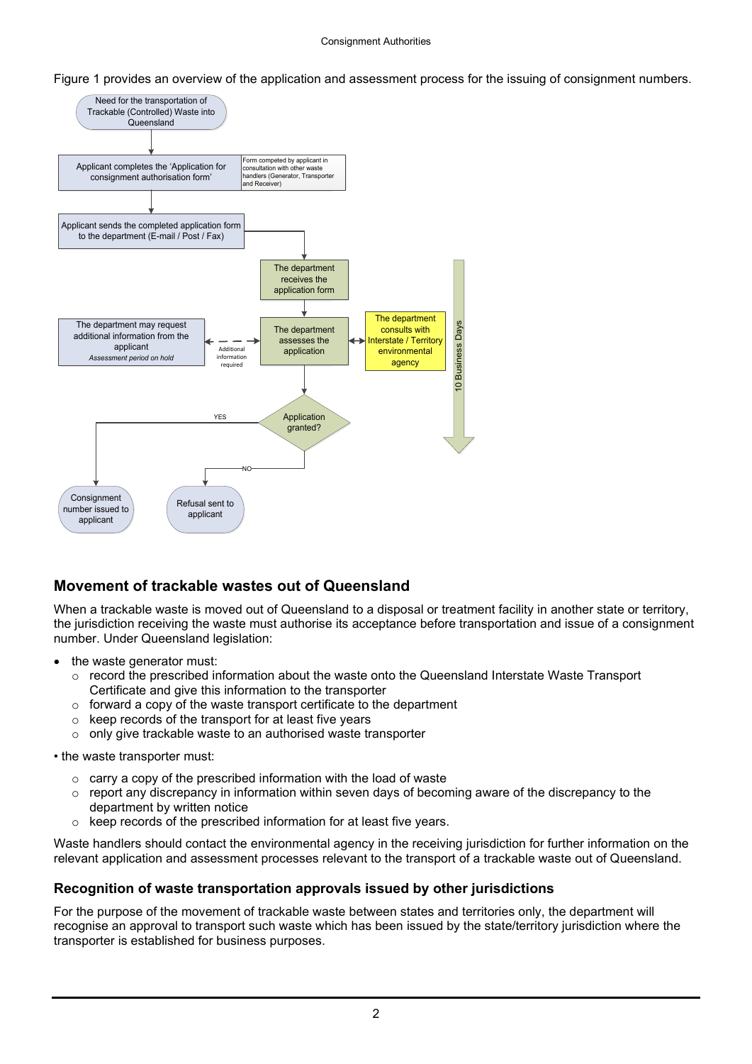Figure 1 provides an overview of the application and assessment process for the issuing of consignment numbers.

Need for the transportation of Trackable (Controlled) Waste into Queensland

Applicant completes the 'Application for consignment authorisation form'

Form competed by applicant in consultation with other waste handlers (Generator, Transporter and Receiver)

Applicant sends the completed application form to the department (E-mail / Post / Fax)

The department receives the application form

The department assesses the application

The department consults with Interstate / Territory environmental agency

The department may request additional information from the applicant

*Assessment period on hold*

Additional information required

Application granted?

YES

NO

Consignment number issued to applicant

Refusal sent to applicant

10 Business Days

## Movement of trackable wastes out of Queensland

When a trackable waste is moved out of Queensland to a disposal or treatment facility in another state or territory, the jurisdiction receiving the waste must authorise its acceptance before transportation and issue of a consignment number. Under Queensland legislation:

- the waste generator must:
  - record the prescribed information about the waste onto the Queensland Interstate Waste Transport Certificate and give this information to the transporter
  - forward a copy of the waste transport certificate to the department
  - keep records of the transport for at least five years
  - only give trackable waste to an authorised waste transporter
- the waste transporter must:
  - carry a copy of the prescribed information with the load of waste
  - report any discrepancy in information within seven days of becoming aware of the discrepancy to the department by written notice
  - keep records of the prescribed information for at least five years.

Waste handlers should contact the environmental agency in the receiving jurisdiction for further information on the relevant application and assessment processes relevant to the transport of a trackable waste out of Queensland.

### Recognition of waste transportation approvals issued by other jurisdictions

For the purpose of the movement of trackable waste between states and territories only, the department will recognise an approval to transport such waste which has been issued by the state/territory jurisdiction where the transporter is established for business purposes.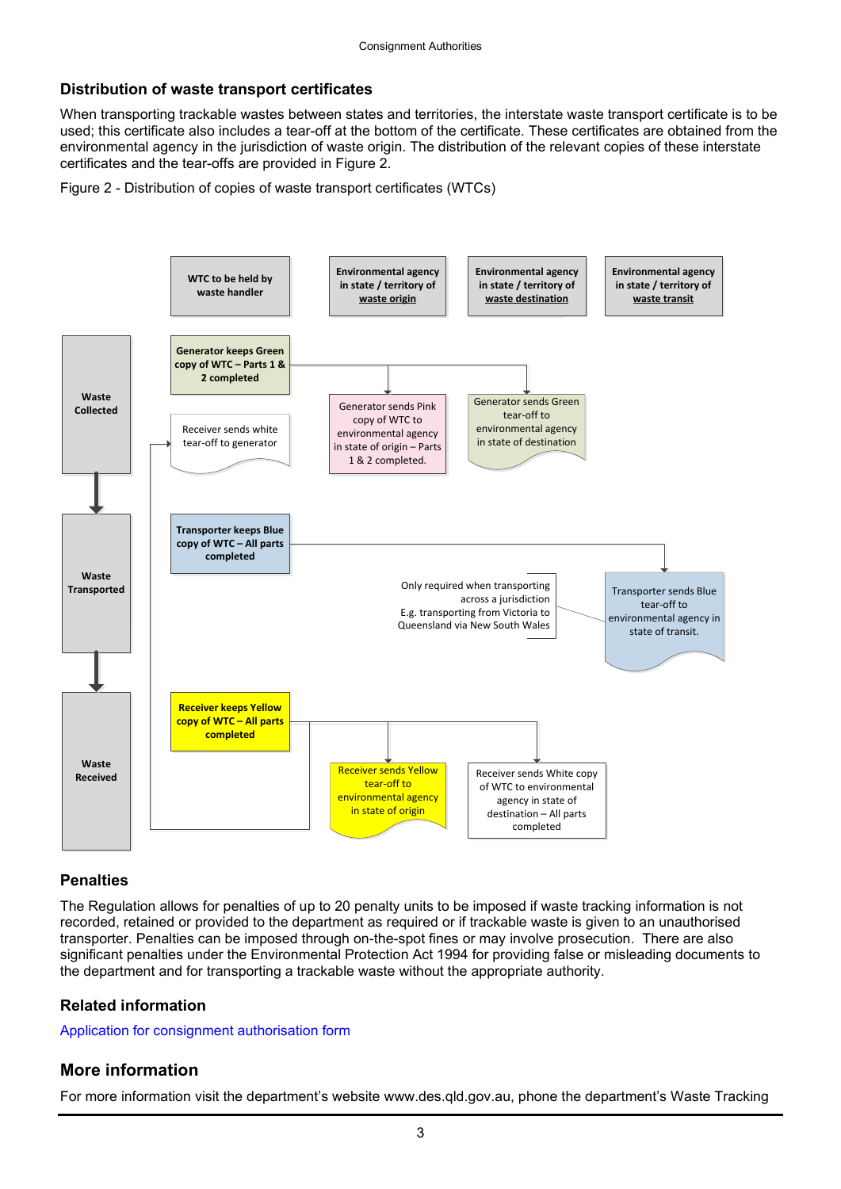## Distribution of waste transport certificates

When transporting trackable wastes between states and territories, the interstate waste transport certificate is to be used; this certificate also includes a tear-off at the bottom of the certificate. These certificates are obtained from the environmental agency in the jurisdiction of waste origin. The distribution of the relevant copies of these interstate certificates and the tear-offs are provided in Figure 2.

Figure 2 - Distribution of copies of waste transport certificates (WTCs)

| | WTC to be held by waste handler | Environmental agency in state / territory of **waste origin** | Environmental agency in state / territory of **waste destination** | Environmental agency in state / territory of **waste transit** |
|---|---|---|---|---|
| **Waste Collected** | **Generator keeps Green copy of WTC – Parts 1 & 2 completed**<br><br>Receiver sends white tear-off to generator | Generator sends Pink copy of WTC to environmental agency in state of origin – Parts 1 & 2 completed. | Generator sends Green tear-off to environmental agency in state of destination | |
| **Waste Transported** | **Transporter keeps Blue copy of WTC – All parts completed** | | Only required when transporting across a jurisdiction E.g. transporting from Victoria to Queensland via New South Wales | Transporter sends Blue tear-off to environmental agency in state of transit. |
| **Waste Received** | **Receiver keeps Yellow copy of WTC – All parts completed** | Receiver sends Yellow tear-off to environmental agency in state of origin | Receiver sends White copy of WTC to environmental agency in state of destination – All parts completed | |

## Penalties

The Regulation allows for penalties of up to 20 penalty units to be imposed if waste tracking information is not recorded, retained or provided to the department as required or if trackable waste is given to an unauthorised transporter. Penalties can be imposed through on-the-spot fines or may involve prosecution. There are also significant penalties under the Environmental Protection Act 1994 for providing false or misleading documents to the department and for transporting a trackable waste without the appropriate authority.

## Related information

Application for consignment authorisation form

## More information

For more information visit the department's website www.des.qld.gov.au, phone the department's Waste Tracking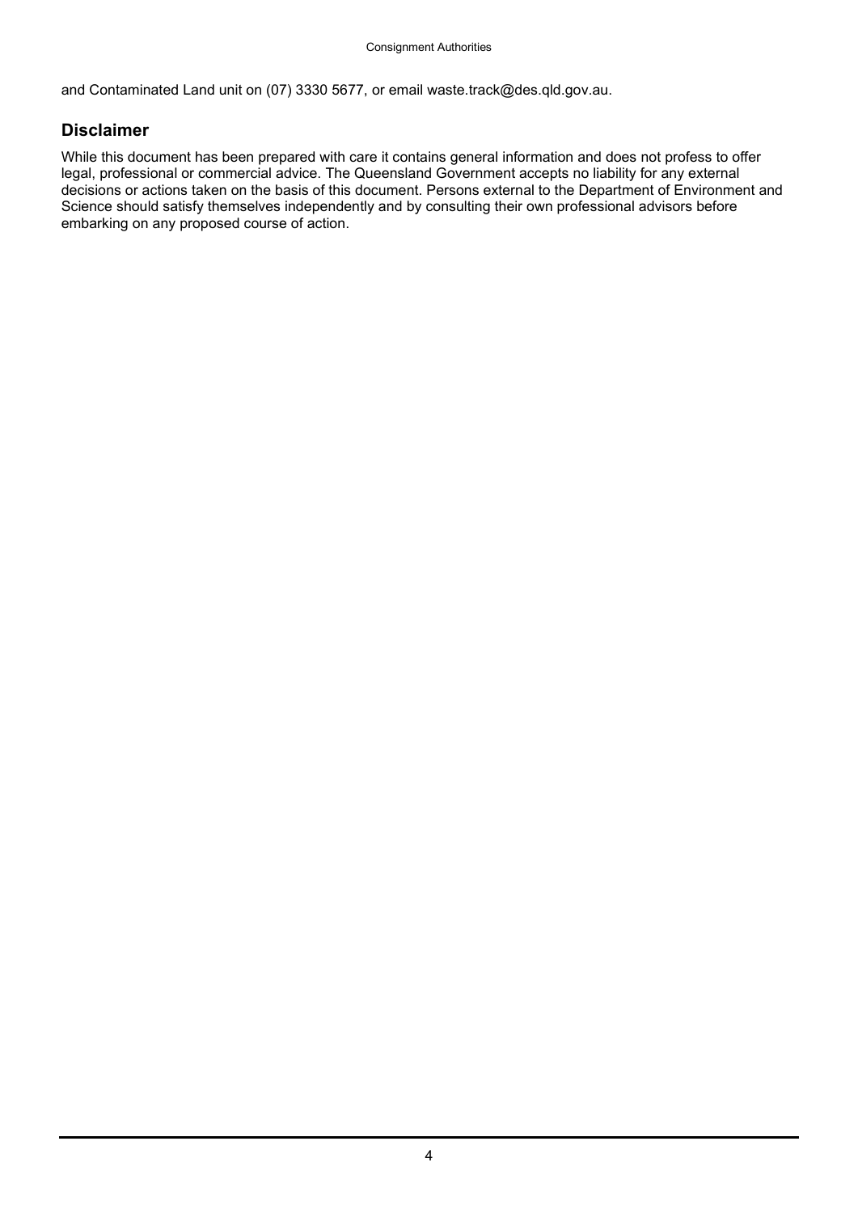and Contaminated Land unit on (07) 3330 5677, or email waste.track@des.qld.gov.au.

## Disclaimer

While this document has been prepared with care it contains general information and does not profess to offer legal, professional or commercial advice. The Queensland Government accepts no liability for any external decisions or actions taken on the basis of this document. Persons external to the Department of Environment and Science should satisfy themselves independently and by consulting their own professional advisors before embarking on any proposed course of action.